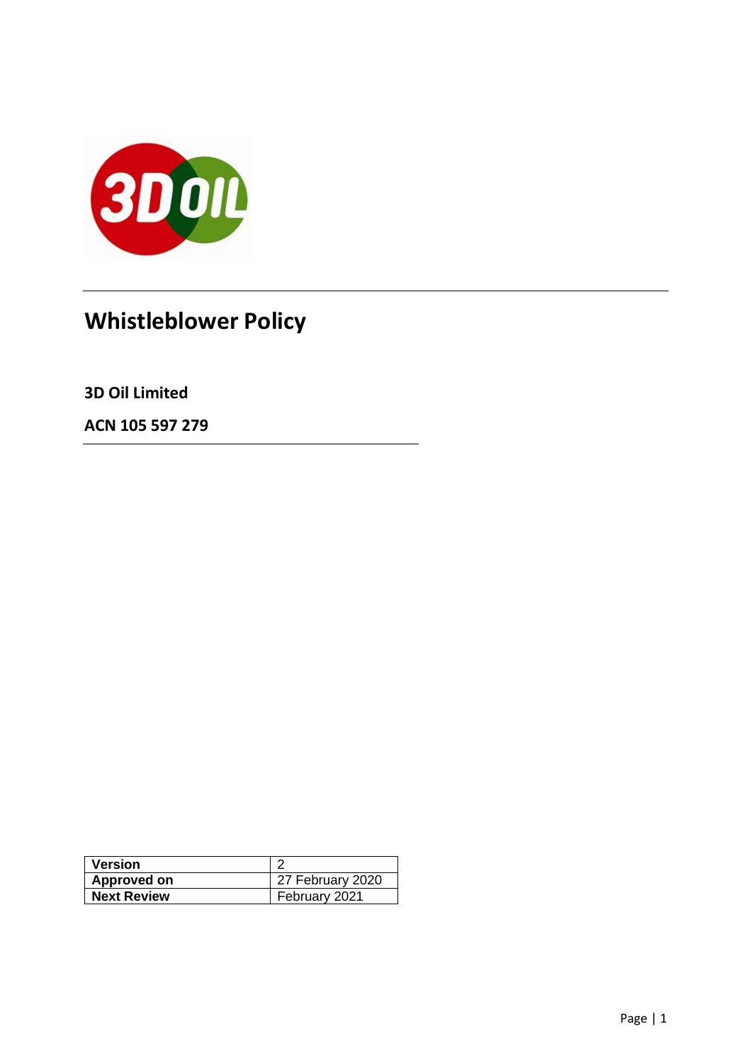# Whistleblower Policy

**3D Oil Limited**

**ACN 105 597 279**

| **Version** | 2 |
|---|---|
| **Approved on** | 27 February 2020 |
| **Next Review** | February 2021 |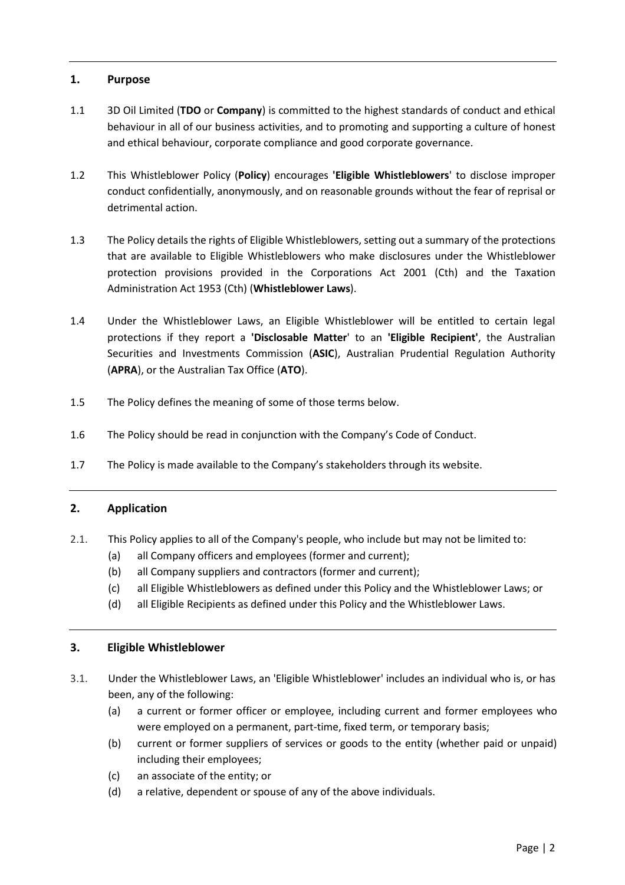## 1. Purpose

1.1 3D Oil Limited (**TDO** or **Company**) is committed to the highest standards of conduct and ethical behaviour in all of our business activities, and to promoting and supporting a culture of honest and ethical behaviour, corporate compliance and good corporate governance.

1.2 This Whistleblower Policy (**Policy**) encourages **'Eligible Whistleblowers**' to disclose improper conduct confidentially, anonymously, and on reasonable grounds without the fear of reprisal or detrimental action.

1.3 The Policy details the rights of Eligible Whistleblowers, setting out a summary of the protections that are available to Eligible Whistleblowers who make disclosures under the Whistleblower protection provisions provided in the Corporations Act 2001 (Cth) and the Taxation Administration Act 1953 (Cth) (**Whistleblower Laws**).

1.4 Under the Whistleblower Laws, an Eligible Whistleblower will be entitled to certain legal protections if they report a **'Disclosable Matter**' to an **'Eligible Recipient'**, the Australian Securities and Investments Commission (**ASIC**), Australian Prudential Regulation Authority (**APRA**), or the Australian Tax Office (**ATO**).

1.5 The Policy defines the meaning of some of those terms below.

1.6 The Policy should be read in conjunction with the Company's Code of Conduct.

1.7 The Policy is made available to the Company's stakeholders through its website.

## 2. Application

2.1. This Policy applies to all of the Company's people, who include but may not be limited to:

(a) all Company officers and employees (former and current);
(b) all Company suppliers and contractors (former and current);
(c) all Eligible Whistleblowers as defined under this Policy and the Whistleblower Laws; or
(d) all Eligible Recipients as defined under this Policy and the Whistleblower Laws.

## 3. Eligible Whistleblower

3.1. Under the Whistleblower Laws, an 'Eligible Whistleblower' includes an individual who is, or has been, any of the following:

(a) a current or former officer or employee, including current and former employees who were employed on a permanent, part-time, fixed term, or temporary basis;
(b) current or former suppliers of services or goods to the entity (whether paid or unpaid) including their employees;
(c) an associate of the entity; or
(d) a relative, dependent or spouse of any of the above individuals.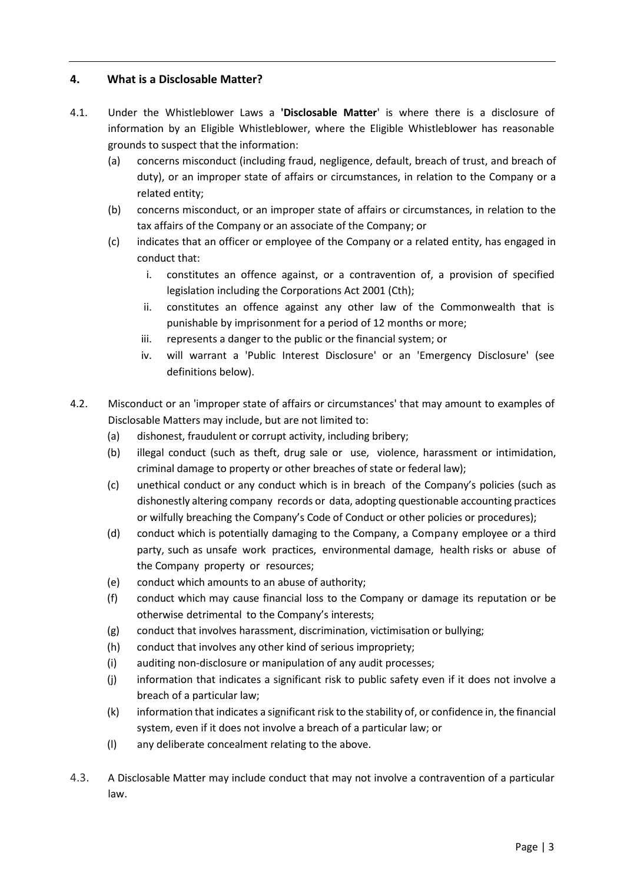## 4. What is a Disclosable Matter?

4.1. Under the Whistleblower Laws a **'Disclosable Matter**' is where there is a disclosure of information by an Eligible Whistleblower, where the Eligible Whistleblower has reasonable grounds to suspect that the information:

- (a) concerns misconduct (including fraud, negligence, default, breach of trust, and breach of duty), or an improper state of affairs or circumstances, in relation to the Company or a related entity;
- (b) concerns misconduct, or an improper state of affairs or circumstances, in relation to the tax affairs of the Company or an associate of the Company; or
- (c) indicates that an officer or employee of the Company or a related entity, has engaged in conduct that:
  - i. constitutes an offence against, or a contravention of, a provision of specified legislation including the Corporations Act 2001 (Cth);
  - ii. constitutes an offence against any other law of the Commonwealth that is punishable by imprisonment for a period of 12 months or more;
  - iii. represents a danger to the public or the financial system; or
  - iv. will warrant a 'Public Interest Disclosure' or an 'Emergency Disclosure' (see definitions below).

4.2. Misconduct or an 'improper state of affairs or circumstances' that may amount to examples of Disclosable Matters may include, but are not limited to:

- (a) dishonest, fraudulent or corrupt activity, including bribery;
- (b) illegal conduct (such as theft, drug sale or use, violence, harassment or intimidation, criminal damage to property or other breaches of state or federal law);
- (c) unethical conduct or any conduct which is in breach of the Company's policies (such as dishonestly altering company records or data, adopting questionable accounting practices or wilfully breaching the Company's Code of Conduct or other policies or procedures);
- (d) conduct which is potentially damaging to the Company, a Company employee or a third party, such as unsafe work practices, environmental damage, health risks or abuse of the Company property or resources;
- (e) conduct which amounts to an abuse of authority;
- (f) conduct which may cause financial loss to the Company or damage its reputation or be otherwise detrimental to the Company's interests;
- (g) conduct that involves harassment, discrimination, victimisation or bullying;
- (h) conduct that involves any other kind of serious impropriety;
- (i) auditing non-disclosure or manipulation of any audit processes;
- (j) information that indicates a significant risk to public safety even if it does not involve a breach of a particular law;
- (k) information that indicates a significant risk to the stability of, or confidence in, the financial system, even if it does not involve a breach of a particular law; or
- (l) any deliberate concealment relating to the above.

4.3. A Disclosable Matter may include conduct that may not involve a contravention of a particular law.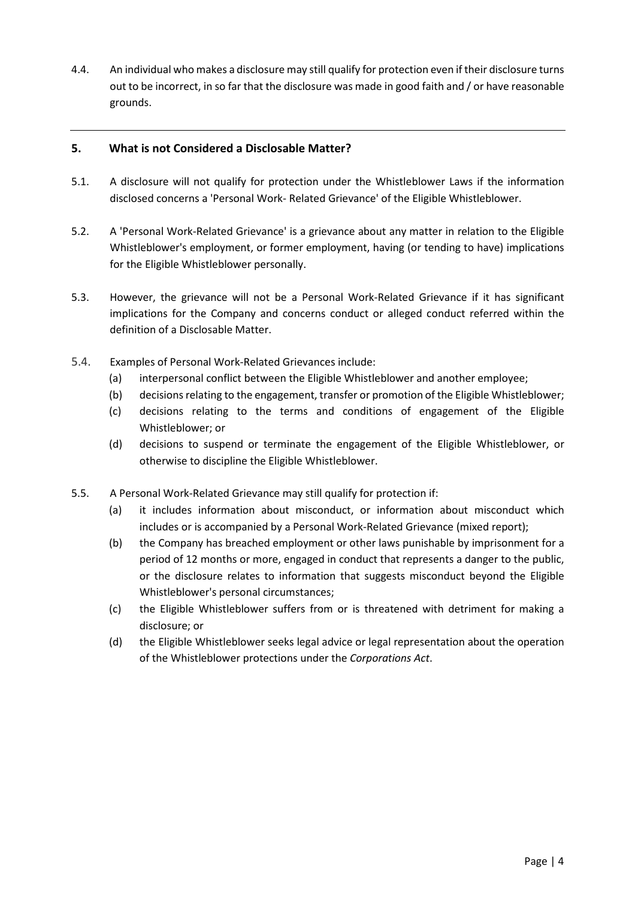4.4. An individual who makes a disclosure may still qualify for protection even if their disclosure turns out to be incorrect, in so far that the disclosure was made in good faith and / or have reasonable grounds.

---

## 5. What is not Considered a Disclosable Matter?

5.1. A disclosure will not qualify for protection under the Whistleblower Laws if the information disclosed concerns a 'Personal Work- Related Grievance' of the Eligible Whistleblower.

5.2. A 'Personal Work-Related Grievance' is a grievance about any matter in relation to the Eligible Whistleblower's employment, or former employment, having (or tending to have) implications for the Eligible Whistleblower personally.

5.3. However, the grievance will not be a Personal Work-Related Grievance if it has significant implications for the Company and concerns conduct or alleged conduct referred within the definition of a Disclosable Matter.

5.4. Examples of Personal Work-Related Grievances include:

(a) interpersonal conflict between the Eligible Whistleblower and another employee;

(b) decisions relating to the engagement, transfer or promotion of the Eligible Whistleblower;

(c) decisions relating to the terms and conditions of engagement of the Eligible Whistleblower; or

(d) decisions to suspend or terminate the engagement of the Eligible Whistleblower, or otherwise to discipline the Eligible Whistleblower.

5.5. A Personal Work-Related Grievance may still qualify for protection if:

(a) it includes information about misconduct, or information about misconduct which includes or is accompanied by a Personal Work-Related Grievance (mixed report);

(b) the Company has breached employment or other laws punishable by imprisonment for a period of 12 months or more, engaged in conduct that represents a danger to the public, or the disclosure relates to information that suggests misconduct beyond the Eligible Whistleblower's personal circumstances;

(c) the Eligible Whistleblower suffers from or is threatened with detriment for making a disclosure; or

(d) the Eligible Whistleblower seeks legal advice or legal representation about the operation of the Whistleblower protections under the *Corporations Act*.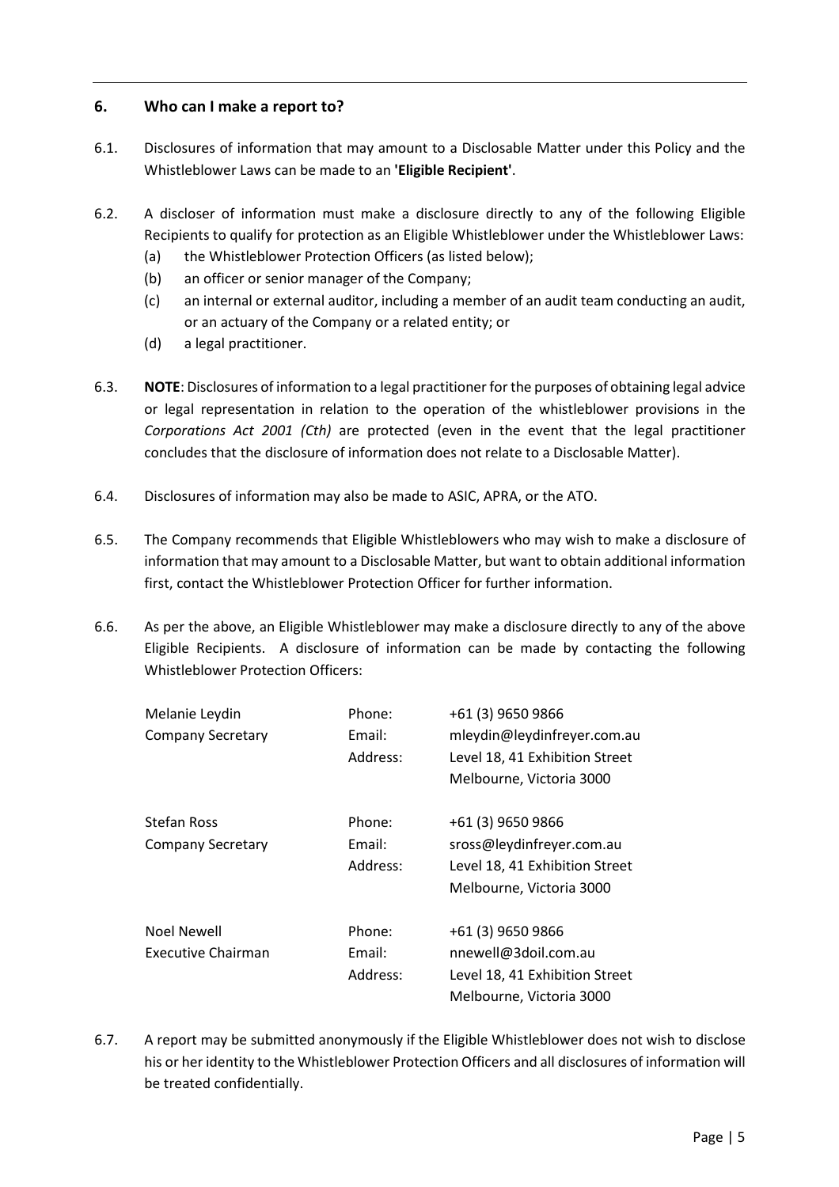## 6. Who can I make a report to?

6.1. Disclosures of information that may amount to a Disclosable Matter under this Policy and the Whistleblower Laws can be made to an **'Eligible Recipient'**.

6.2. A discloser of information must make a disclosure directly to any of the following Eligible Recipients to qualify for protection as an Eligible Whistleblower under the Whistleblower Laws:

(a) the Whistleblower Protection Officers (as listed below);

(b) an officer or senior manager of the Company;

(c) an internal or external auditor, including a member of an audit team conducting an audit, or an actuary of the Company or a related entity; or

(d) a legal practitioner.

6.3. **NOTE**: Disclosures of information to a legal practitioner for the purposes of obtaining legal advice or legal representation in relation to the operation of the whistleblower provisions in the *Corporations Act 2001 (Cth)* are protected (even in the event that the legal practitioner concludes that the disclosure of information does not relate to a Disclosable Matter).

6.4. Disclosures of information may also be made to ASIC, APRA, or the ATO.

6.5. The Company recommends that Eligible Whistleblowers who may wish to make a disclosure of information that may amount to a Disclosable Matter, but want to obtain additional information first, contact the Whistleblower Protection Officer for further information.

6.6. As per the above, an Eligible Whistleblower may make a disclosure directly to any of the above Eligible Recipients. A disclosure of information can be made by contacting the following Whistleblower Protection Officers:

| | | |
|---|---|---|
| Melanie Leydin | Phone: | +61 (3) 9650 9866 |
| Company Secretary | Email: | mleydin@leydinfreyer.com.au |
| | Address: | Level 18, 41 Exhibition Street |
| | | Melbourne, Victoria 3000 |
| Stefan Ross | Phone: | +61 (3) 9650 9866 |
| Company Secretary | Email: | sross@leydinfreyer.com.au |
| | Address: | Level 18, 41 Exhibition Street |
| | | Melbourne, Victoria 3000 |
| Noel Newell | Phone: | +61 (3) 9650 9866 |
| Executive Chairman | Email: | nnewell@3doil.com.au |
| | Address: | Level 18, 41 Exhibition Street |
| | | Melbourne, Victoria 3000 |

6.7. A report may be submitted anonymously if the Eligible Whistleblower does not wish to disclose his or her identity to the Whistleblower Protection Officers and all disclosures of information will be treated confidentially.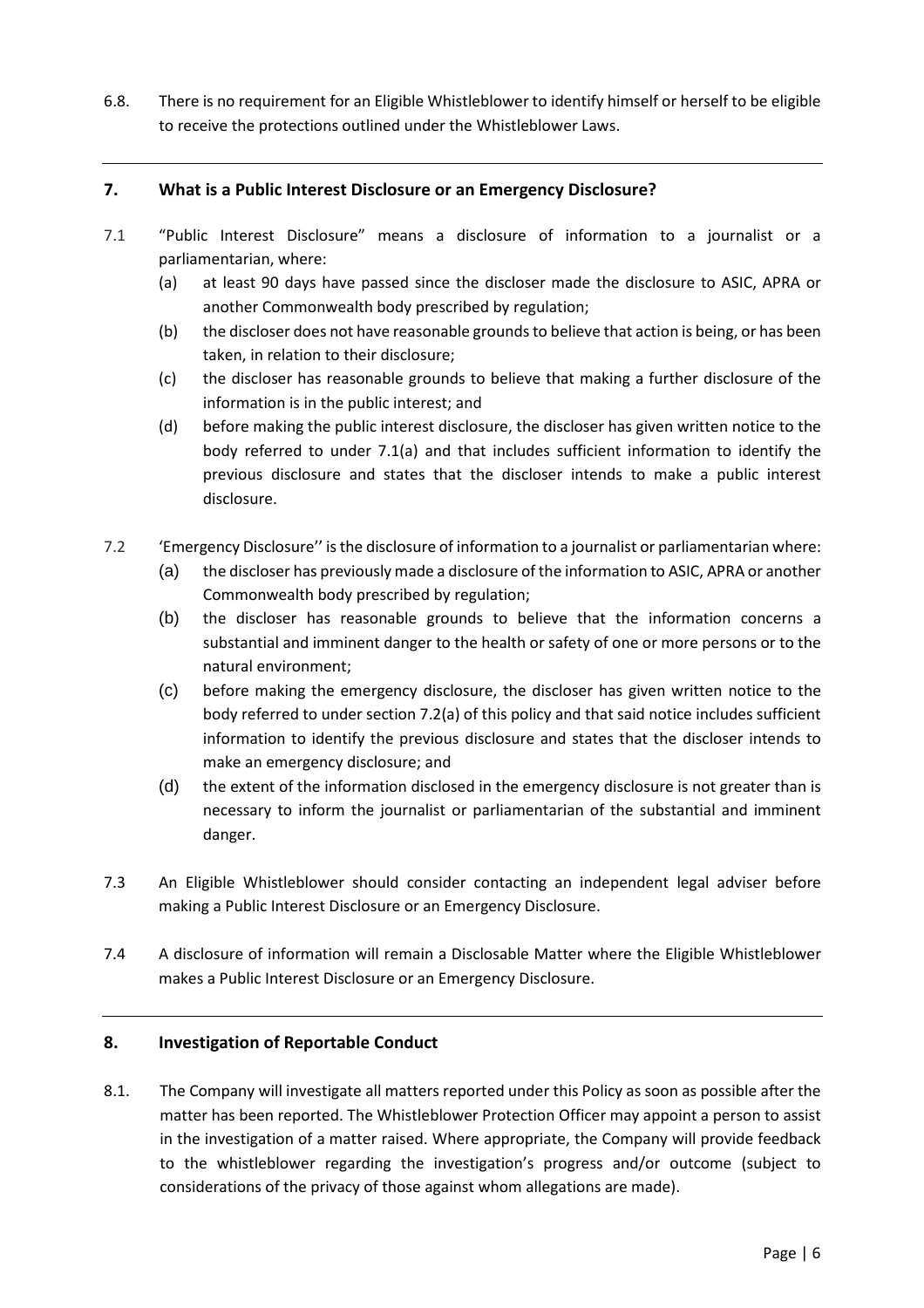6.8. There is no requirement for an Eligible Whistleblower to identify himself or herself to be eligible to receive the protections outlined under the Whistleblower Laws.

## 7. What is a Public Interest Disclosure or an Emergency Disclosure?

7.1 "Public Interest Disclosure" means a disclosure of information to a journalist or a parliamentarian, where:

(a) at least 90 days have passed since the discloser made the disclosure to ASIC, APRA or another Commonwealth body prescribed by regulation;

(b) the discloser does not have reasonable grounds to believe that action is being, or has been taken, in relation to their disclosure;

(c) the discloser has reasonable grounds to believe that making a further disclosure of the information is in the public interest; and

(d) before making the public interest disclosure, the discloser has given written notice to the body referred to under 7.1(a) and that includes sufficient information to identify the previous disclosure and states that the discloser intends to make a public interest disclosure.

7.2 'Emergency Disclosure'' is the disclosure of information to a journalist or parliamentarian where:

(a) the discloser has previously made a disclosure of the information to ASIC, APRA or another Commonwealth body prescribed by regulation;

(b) the discloser has reasonable grounds to believe that the information concerns a substantial and imminent danger to the health or safety of one or more persons or to the natural environment;

(c) before making the emergency disclosure, the discloser has given written notice to the body referred to under section 7.2(a) of this policy and that said notice includes sufficient information to identify the previous disclosure and states that the discloser intends to make an emergency disclosure; and

(d) the extent of the information disclosed in the emergency disclosure is not greater than is necessary to inform the journalist or parliamentarian of the substantial and imminent danger.

7.3 An Eligible Whistleblower should consider contacting an independent legal adviser before making a Public Interest Disclosure or an Emergency Disclosure.

7.4 A disclosure of information will remain a Disclosable Matter where the Eligible Whistleblower makes a Public Interest Disclosure or an Emergency Disclosure.

## 8. Investigation of Reportable Conduct

8.1. The Company will investigate all matters reported under this Policy as soon as possible after the matter has been reported. The Whistleblower Protection Officer may appoint a person to assist in the investigation of a matter raised. Where appropriate, the Company will provide feedback to the whistleblower regarding the investigation's progress and/or outcome (subject to considerations of the privacy of those against whom allegations are made).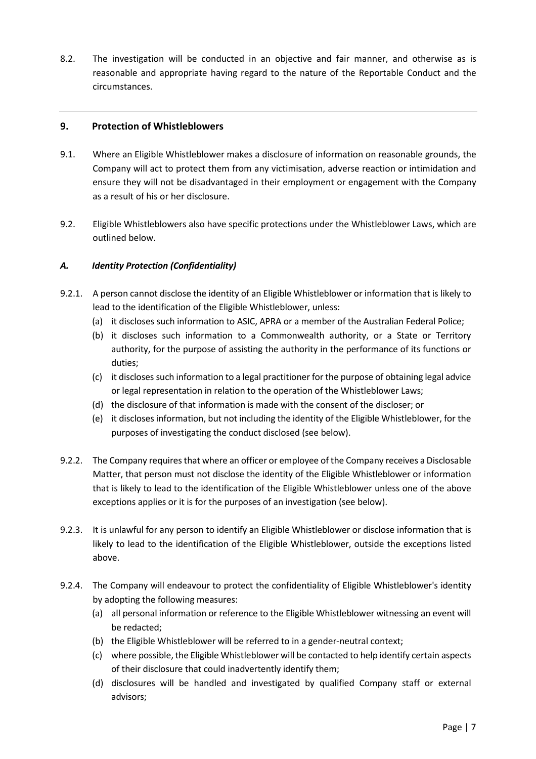8.2. The investigation will be conducted in an objective and fair manner, and otherwise as is reasonable and appropriate having regard to the nature of the Reportable Conduct and the circumstances.

---

## 9. Protection of Whistleblowers

9.1. Where an Eligible Whistleblower makes a disclosure of information on reasonable grounds, the Company will act to protect them from any victimisation, adverse reaction or intimidation and ensure they will not be disadvantaged in their employment or engagement with the Company as a result of his or her disclosure.

9.2. Eligible Whistleblowers also have specific protections under the Whistleblower Laws, which are outlined below.

### *A. Identity Protection (Confidentiality)*

9.2.1. A person cannot disclose the identity of an Eligible Whistleblower or information that is likely to lead to the identification of the Eligible Whistleblower, unless:

(a) it discloses such information to ASIC, APRA or a member of the Australian Federal Police;

(b) it discloses such information to a Commonwealth authority, or a State or Territory authority, for the purpose of assisting the authority in the performance of its functions or duties;

(c) it discloses such information to a legal practitioner for the purpose of obtaining legal advice or legal representation in relation to the operation of the Whistleblower Laws;

(d) the disclosure of that information is made with the consent of the discloser; or

(e) it discloses information, but not including the identity of the Eligible Whistleblower, for the purposes of investigating the conduct disclosed (see below).

9.2.2. The Company requires that where an officer or employee of the Company receives a Disclosable Matter, that person must not disclose the identity of the Eligible Whistleblower or information that is likely to lead to the identification of the Eligible Whistleblower unless one of the above exceptions applies or it is for the purposes of an investigation (see below).

9.2.3. It is unlawful for any person to identify an Eligible Whistleblower or disclose information that is likely to lead to the identification of the Eligible Whistleblower, outside the exceptions listed above.

9.2.4. The Company will endeavour to protect the confidentiality of Eligible Whistleblower's identity by adopting the following measures:

(a) all personal information or reference to the Eligible Whistleblower witnessing an event will be redacted;

(b) the Eligible Whistleblower will be referred to in a gender-neutral context;

(c) where possible, the Eligible Whistleblower will be contacted to help identify certain aspects of their disclosure that could inadvertently identify them;

(d) disclosures will be handled and investigated by qualified Company staff or external advisors;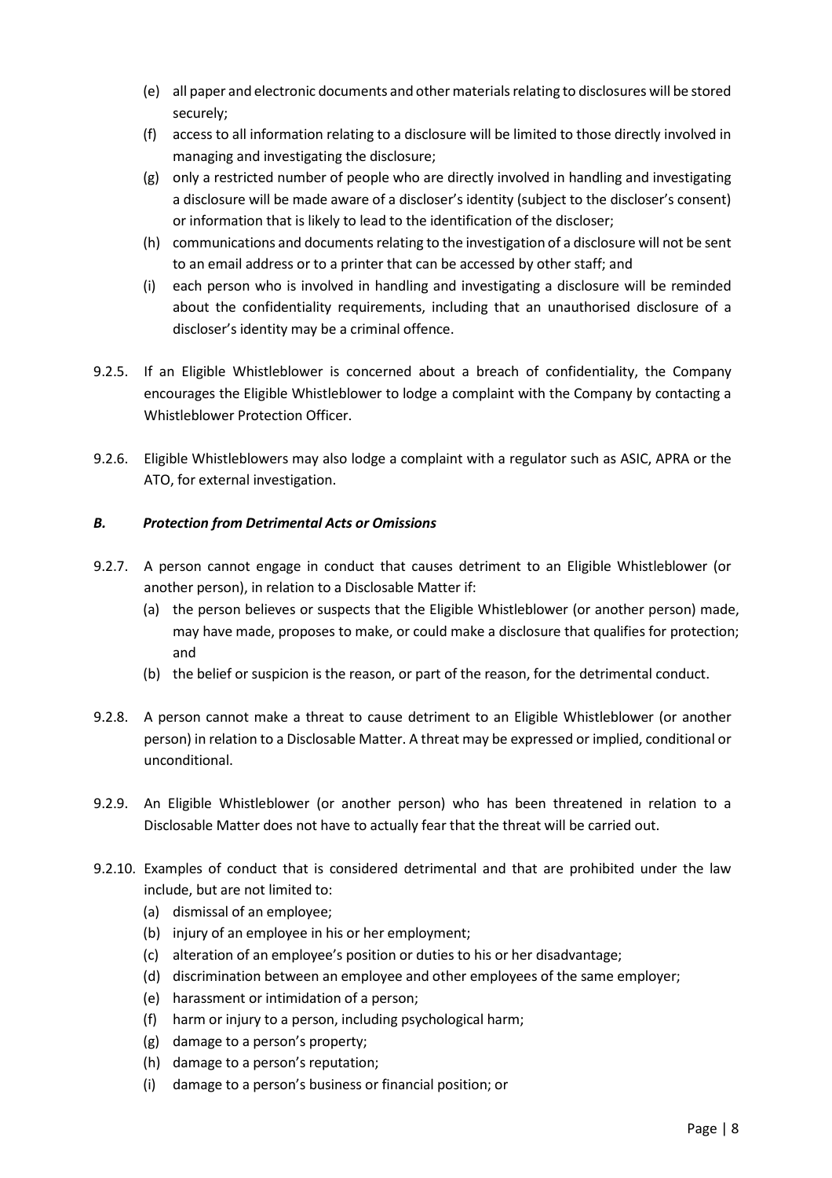(e) all paper and electronic documents and other materials relating to disclosures will be stored securely;

(f) access to all information relating to a disclosure will be limited to those directly involved in managing and investigating the disclosure;

(g) only a restricted number of people who are directly involved in handling and investigating a disclosure will be made aware of a discloser's identity (subject to the discloser's consent) or information that is likely to lead to the identification of the discloser;

(h) communications and documents relating to the investigation of a disclosure will not be sent to an email address or to a printer that can be accessed by other staff; and

(i) each person who is involved in handling and investigating a disclosure will be reminded about the confidentiality requirements, including that an unauthorised disclosure of a discloser's identity may be a criminal offence.

9.2.5. If an Eligible Whistleblower is concerned about a breach of confidentiality, the Company encourages the Eligible Whistleblower to lodge a complaint with the Company by contacting a Whistleblower Protection Officer.

9.2.6. Eligible Whistleblowers may also lodge a complaint with a regulator such as ASIC, APRA or the ATO, for external investigation.

### *B. Protection from Detrimental Acts or Omissions*

9.2.7. A person cannot engage in conduct that causes detriment to an Eligible Whistleblower (or another person), in relation to a Disclosable Matter if:

(a) the person believes or suspects that the Eligible Whistleblower (or another person) made, may have made, proposes to make, or could make a disclosure that qualifies for protection; and

(b) the belief or suspicion is the reason, or part of the reason, for the detrimental conduct.

9.2.8. A person cannot make a threat to cause detriment to an Eligible Whistleblower (or another person) in relation to a Disclosable Matter. A threat may be expressed or implied, conditional or unconditional.

9.2.9. An Eligible Whistleblower (or another person) who has been threatened in relation to a Disclosable Matter does not have to actually fear that the threat will be carried out.

9.2.10. Examples of conduct that is considered detrimental and that are prohibited under the law include, but are not limited to:

(a) dismissal of an employee;

(b) injury of an employee in his or her employment;

(c) alteration of an employee's position or duties to his or her disadvantage;

(d) discrimination between an employee and other employees of the same employer;

(e) harassment or intimidation of a person;

(f) harm or injury to a person, including psychological harm;

(g) damage to a person's property;

(h) damage to a person's reputation;

(i) damage to a person's business or financial position; or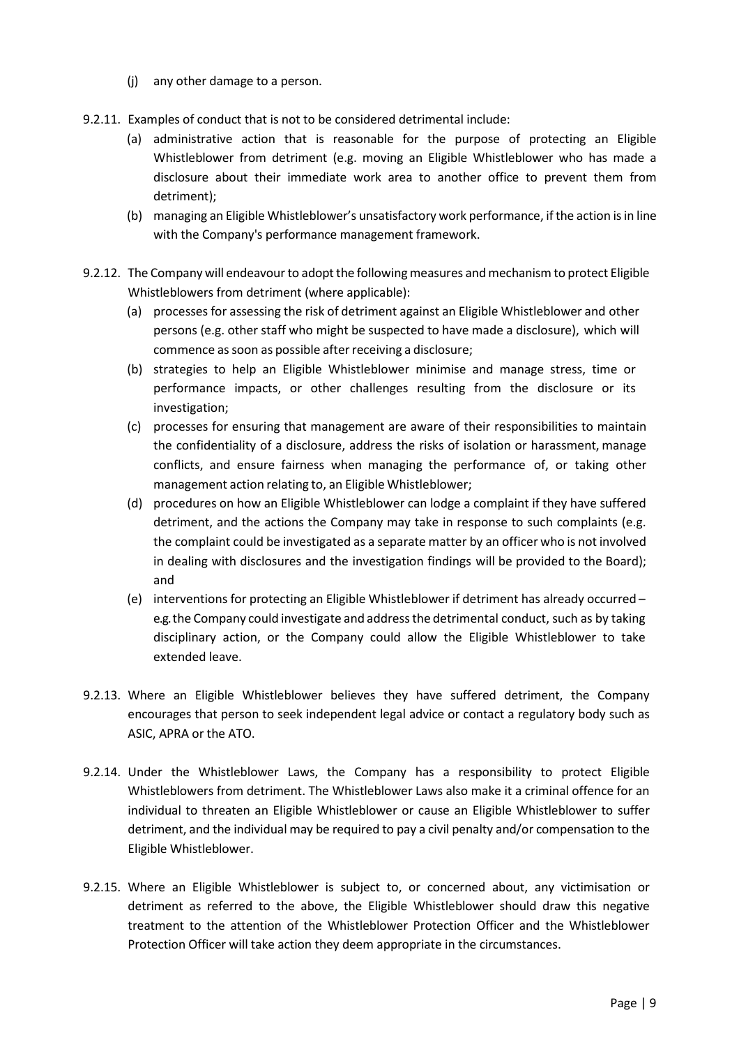(j) any other damage to a person.

9.2.11. Examples of conduct that is not to be considered detrimental include:

(a) administrative action that is reasonable for the purpose of protecting an Eligible Whistleblower from detriment (e.g. moving an Eligible Whistleblower who has made a disclosure about their immediate work area to another office to prevent them from detriment);

(b) managing an Eligible Whistleblower's unsatisfactory work performance, if the action is in line with the Company's performance management framework.

9.2.12. The Company will endeavour to adopt the following measures and mechanism to protect Eligible Whistleblowers from detriment (where applicable):

(a) processes for assessing the risk of detriment against an Eligible Whistleblower and other persons (e.g. other staff who might be suspected to have made a disclosure), which will commence as soon as possible after receiving a disclosure;

(b) strategies to help an Eligible Whistleblower minimise and manage stress, time or performance impacts, or other challenges resulting from the disclosure or its investigation;

(c) processes for ensuring that management are aware of their responsibilities to maintain the confidentiality of a disclosure, address the risks of isolation or harassment, manage conflicts, and ensure fairness when managing the performance of, or taking other management action relating to, an Eligible Whistleblower;

(d) procedures on how an Eligible Whistleblower can lodge a complaint if they have suffered detriment, and the actions the Company may take in response to such complaints (e.g. the complaint could be investigated as a separate matter by an officer who is not involved in dealing with disclosures and the investigation findings will be provided to the Board); and

(e) interventions for protecting an Eligible Whistleblower if detriment has already occurred – e.g. the Company could investigate and address the detrimental conduct, such as by taking disciplinary action, or the Company could allow the Eligible Whistleblower to take extended leave.

9.2.13. Where an Eligible Whistleblower believes they have suffered detriment, the Company encourages that person to seek independent legal advice or contact a regulatory body such as ASIC, APRA or the ATO.

9.2.14. Under the Whistleblower Laws, the Company has a responsibility to protect Eligible Whistleblowers from detriment. The Whistleblower Laws also make it a criminal offence for an individual to threaten an Eligible Whistleblower or cause an Eligible Whistleblower to suffer detriment, and the individual may be required to pay a civil penalty and/or compensation to the Eligible Whistleblower.

9.2.15. Where an Eligible Whistleblower is subject to, or concerned about, any victimisation or detriment as referred to the above, the Eligible Whistleblower should draw this negative treatment to the attention of the Whistleblower Protection Officer and the Whistleblower Protection Officer will take action they deem appropriate in the circumstances.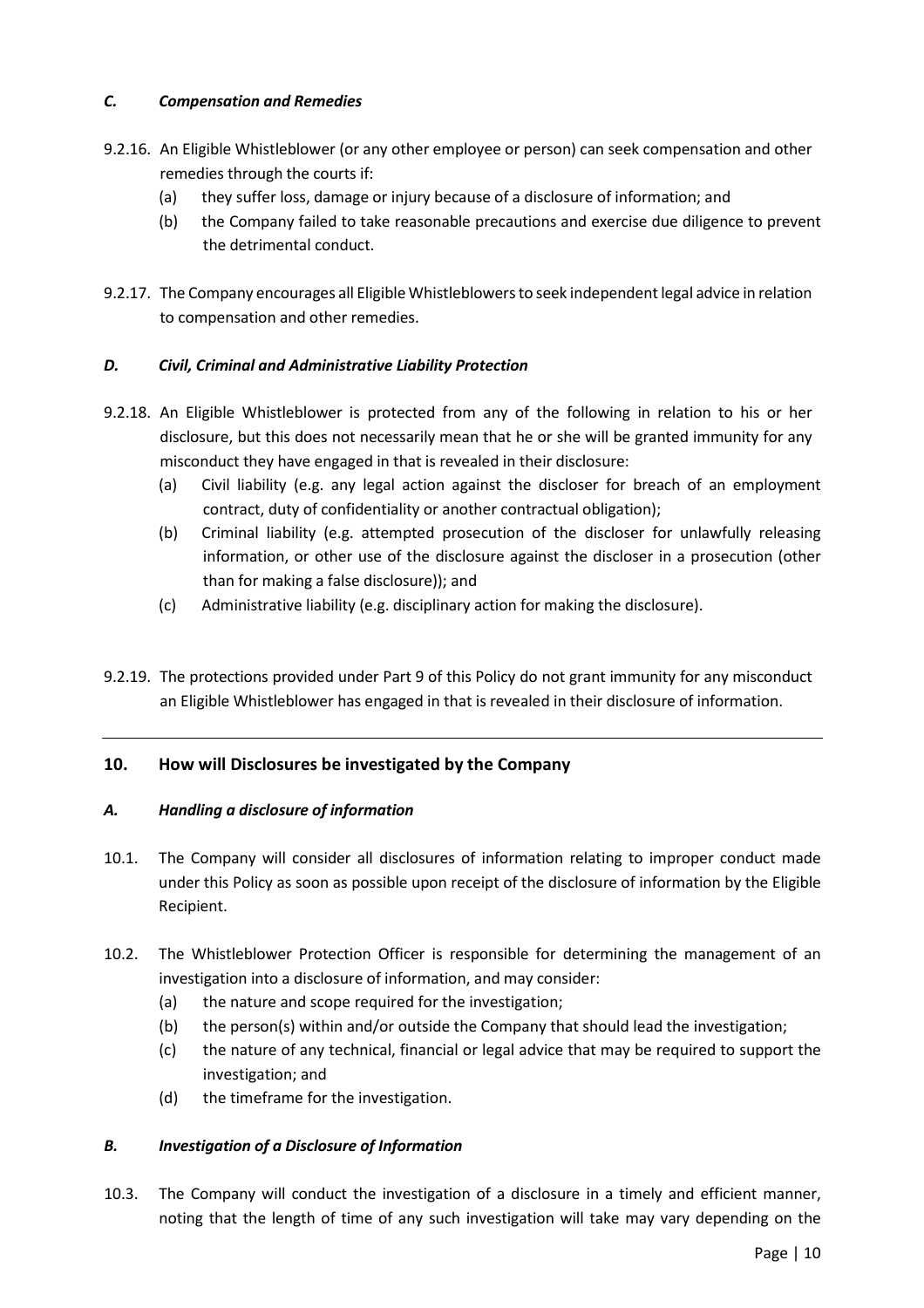### *C. Compensation and Remedies*

9.2.16. An Eligible Whistleblower (or any other employee or person) can seek compensation and other remedies through the courts if:

(a) they suffer loss, damage or injury because of a disclosure of information; and

(b) the Company failed to take reasonable precautions and exercise due diligence to prevent the detrimental conduct.

9.2.17. The Company encourages all Eligible Whistleblowers to seek independent legal advice in relation to compensation and other remedies.

### *D. Civil, Criminal and Administrative Liability Protection*

9.2.18. An Eligible Whistleblower is protected from any of the following in relation to his or her disclosure, but this does not necessarily mean that he or she will be granted immunity for any misconduct they have engaged in that is revealed in their disclosure:

(a) Civil liability (e.g. any legal action against the discloser for breach of an employment contract, duty of confidentiality or another contractual obligation);

(b) Criminal liability (e.g. attempted prosecution of the discloser for unlawfully releasing information, or other use of the disclosure against the discloser in a prosecution (other than for making a false disclosure)); and

(c) Administrative liability (e.g. disciplinary action for making the disclosure).

9.2.19. The protections provided under Part 9 of this Policy do not grant immunity for any misconduct an Eligible Whistleblower has engaged in that is revealed in their disclosure of information.

---

## 10. How will Disclosures be investigated by the Company

### *A. Handling a disclosure of information*

10.1. The Company will consider all disclosures of information relating to improper conduct made under this Policy as soon as possible upon receipt of the disclosure of information by the Eligible Recipient.

10.2. The Whistleblower Protection Officer is responsible for determining the management of an investigation into a disclosure of information, and may consider:

(a) the nature and scope required for the investigation;

(b) the person(s) within and/or outside the Company that should lead the investigation;

(c) the nature of any technical, financial or legal advice that may be required to support the investigation; and

(d) the timeframe for the investigation.

### *B. Investigation of a Disclosure of Information*

10.3. The Company will conduct the investigation of a disclosure in a timely and efficient manner, noting that the length of time of any such investigation will take may vary depending on the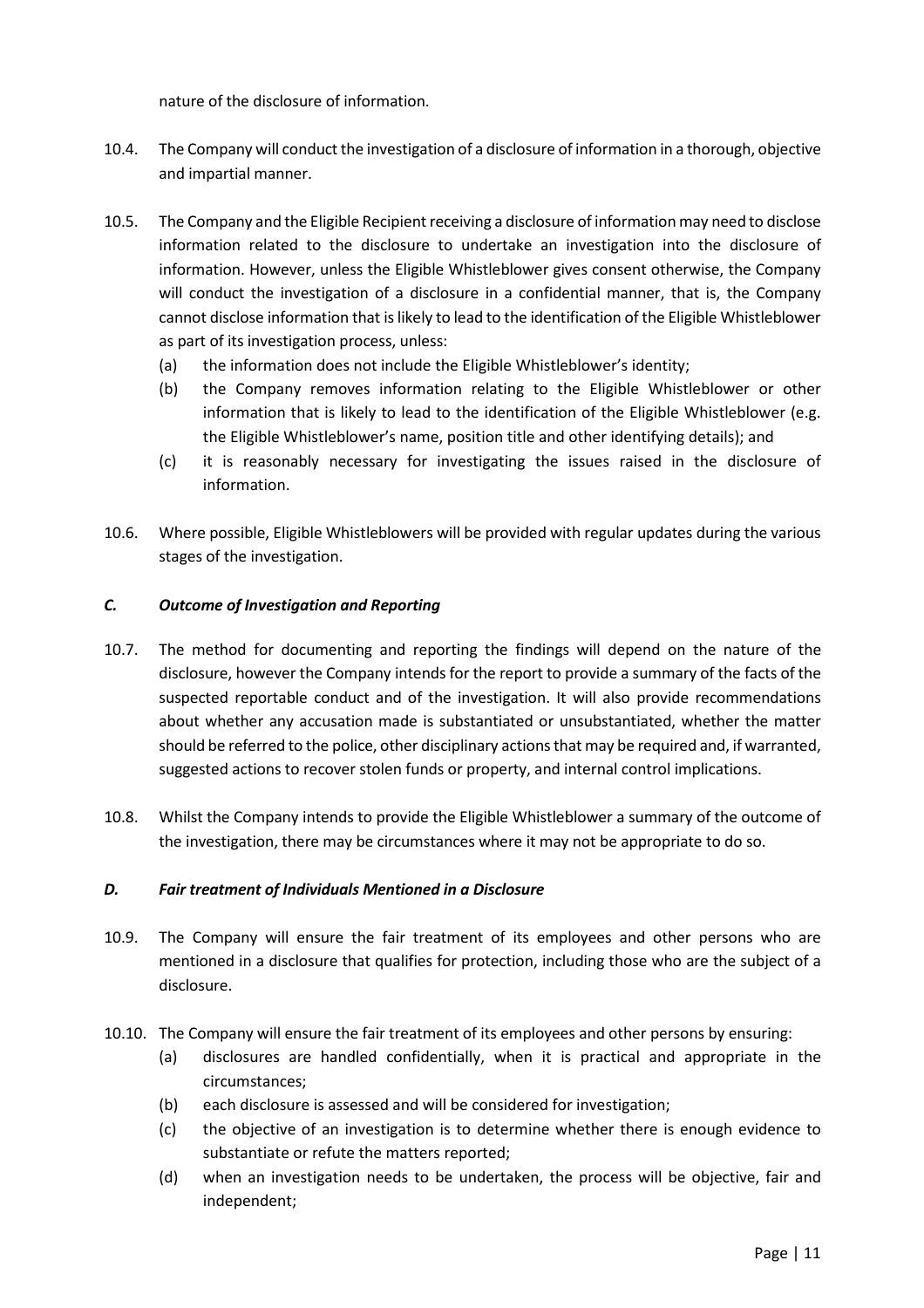nature of the disclosure of information.

10.4. The Company will conduct the investigation of a disclosure of information in a thorough, objective and impartial manner.

10.5. The Company and the Eligible Recipient receiving a disclosure of information may need to disclose information related to the disclosure to undertake an investigation into the disclosure of information. However, unless the Eligible Whistleblower gives consent otherwise, the Company will conduct the investigation of a disclosure in a confidential manner, that is, the Company cannot disclose information that is likely to lead to the identification of the Eligible Whistleblower as part of its investigation process, unless:

   (a) the information does not include the Eligible Whistleblower's identity;
   (b) the Company removes information relating to the Eligible Whistleblower or other information that is likely to lead to the identification of the Eligible Whistleblower (e.g. the Eligible Whistleblower's name, position title and other identifying details); and
   (c) it is reasonably necessary for investigating the issues raised in the disclosure of information.

10.6. Where possible, Eligible Whistleblowers will be provided with regular updates during the various stages of the investigation.

### *C. Outcome of Investigation and Reporting*

10.7. The method for documenting and reporting the findings will depend on the nature of the disclosure, however the Company intends for the report to provide a summary of the facts of the suspected reportable conduct and of the investigation. It will also provide recommendations about whether any accusation made is substantiated or unsubstantiated, whether the matter should be referred to the police, other disciplinary actions that may be required and, if warranted, suggested actions to recover stolen funds or property, and internal control implications.

10.8. Whilst the Company intends to provide the Eligible Whistleblower a summary of the outcome of the investigation, there may be circumstances where it may not be appropriate to do so.

### *D. Fair treatment of Individuals Mentioned in a Disclosure*

10.9. The Company will ensure the fair treatment of its employees and other persons who are mentioned in a disclosure that qualifies for protection, including those who are the subject of a disclosure.

10.10. The Company will ensure the fair treatment of its employees and other persons by ensuring:

   (a) disclosures are handled confidentially, when it is practical and appropriate in the circumstances;
   (b) each disclosure is assessed and will be considered for investigation;
   (c) the objective of an investigation is to determine whether there is enough evidence to substantiate or refute the matters reported;
   (d) when an investigation needs to be undertaken, the process will be objective, fair and independent;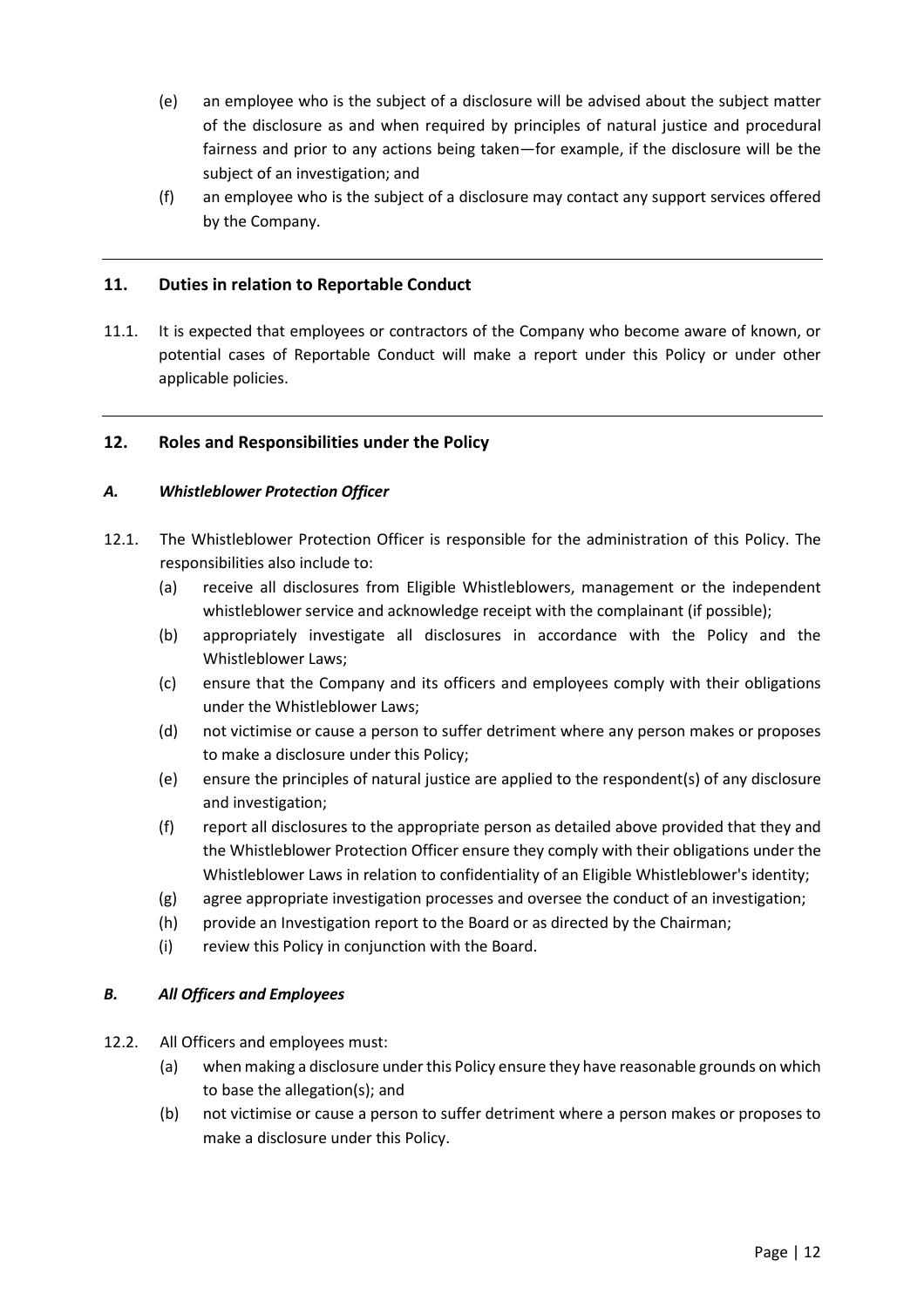(e) an employee who is the subject of a disclosure will be advised about the subject matter of the disclosure as and when required by principles of natural justice and procedural fairness and prior to any actions being taken—for example, if the disclosure will be the subject of an investigation; and

(f) an employee who is the subject of a disclosure may contact any support services offered by the Company.

---

## 11. Duties in relation to Reportable Conduct

11.1. It is expected that employees or contractors of the Company who become aware of known, or potential cases of Reportable Conduct will make a report under this Policy or under other applicable policies.

---

## 12. Roles and Responsibilities under the Policy

### *A. Whistleblower Protection Officer*

12.1. The Whistleblower Protection Officer is responsible for the administration of this Policy. The responsibilities also include to:

(a) receive all disclosures from Eligible Whistleblowers, management or the independent whistleblower service and acknowledge receipt with the complainant (if possible);

(b) appropriately investigate all disclosures in accordance with the Policy and the Whistleblower Laws;

(c) ensure that the Company and its officers and employees comply with their obligations under the Whistleblower Laws;

(d) not victimise or cause a person to suffer detriment where any person makes or proposes to make a disclosure under this Policy;

(e) ensure the principles of natural justice are applied to the respondent(s) of any disclosure and investigation;

(f) report all disclosures to the appropriate person as detailed above provided that they and the Whistleblower Protection Officer ensure they comply with their obligations under the Whistleblower Laws in relation to confidentiality of an Eligible Whistleblower's identity;

(g) agree appropriate investigation processes and oversee the conduct of an investigation;

(h) provide an Investigation report to the Board or as directed by the Chairman;

(i) review this Policy in conjunction with the Board.

### *B. All Officers and Employees*

12.2. All Officers and employees must:

(a) when making a disclosure under this Policy ensure they have reasonable grounds on which to base the allegation(s); and

(b) not victimise or cause a person to suffer detriment where a person makes or proposes to make a disclosure under this Policy.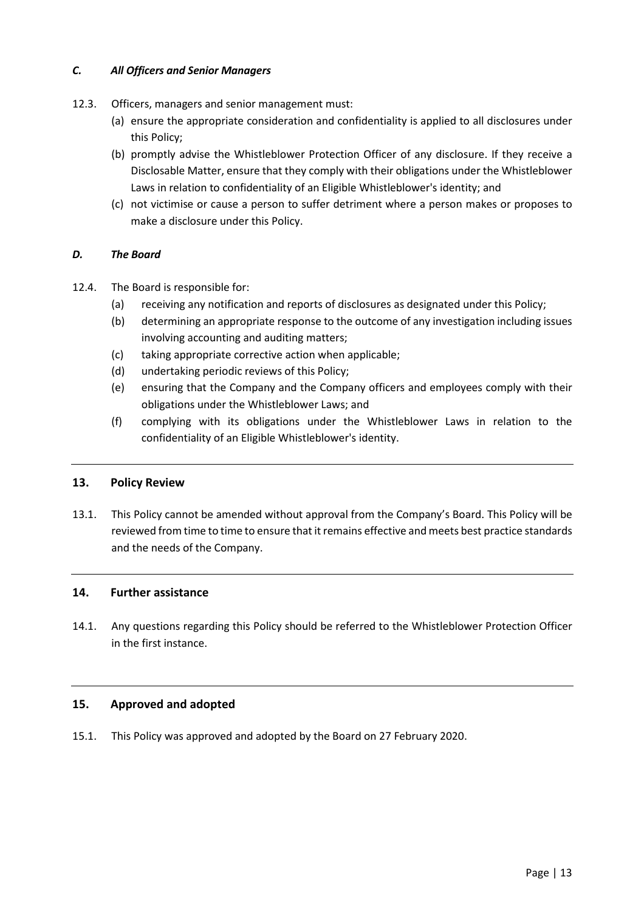### *C. All Officers and Senior Managers*

12.3. Officers, managers and senior management must:

(a) ensure the appropriate consideration and confidentiality is applied to all disclosures under this Policy;

(b) promptly advise the Whistleblower Protection Officer of any disclosure. If they receive a Disclosable Matter, ensure that they comply with their obligations under the Whistleblower Laws in relation to confidentiality of an Eligible Whistleblower's identity; and

(c) not victimise or cause a person to suffer detriment where a person makes or proposes to make a disclosure under this Policy.

### *D. The Board*

12.4. The Board is responsible for:

(a) receiving any notification and reports of disclosures as designated under this Policy;

(b) determining an appropriate response to the outcome of any investigation including issues involving accounting and auditing matters;

(c) taking appropriate corrective action when applicable;

(d) undertaking periodic reviews of this Policy;

(e) ensuring that the Company and the Company officers and employees comply with their obligations under the Whistleblower Laws; and

(f) complying with its obligations under the Whistleblower Laws in relation to the confidentiality of an Eligible Whistleblower's identity.

## 13. Policy Review

13.1. This Policy cannot be amended without approval from the Company's Board. This Policy will be reviewed from time to time to ensure that it remains effective and meets best practice standards and the needs of the Company.

## 14. Further assistance

14.1. Any questions regarding this Policy should be referred to the Whistleblower Protection Officer in the first instance.

## 15. Approved and adopted

15.1. This Policy was approved and adopted by the Board on 27 February 2020.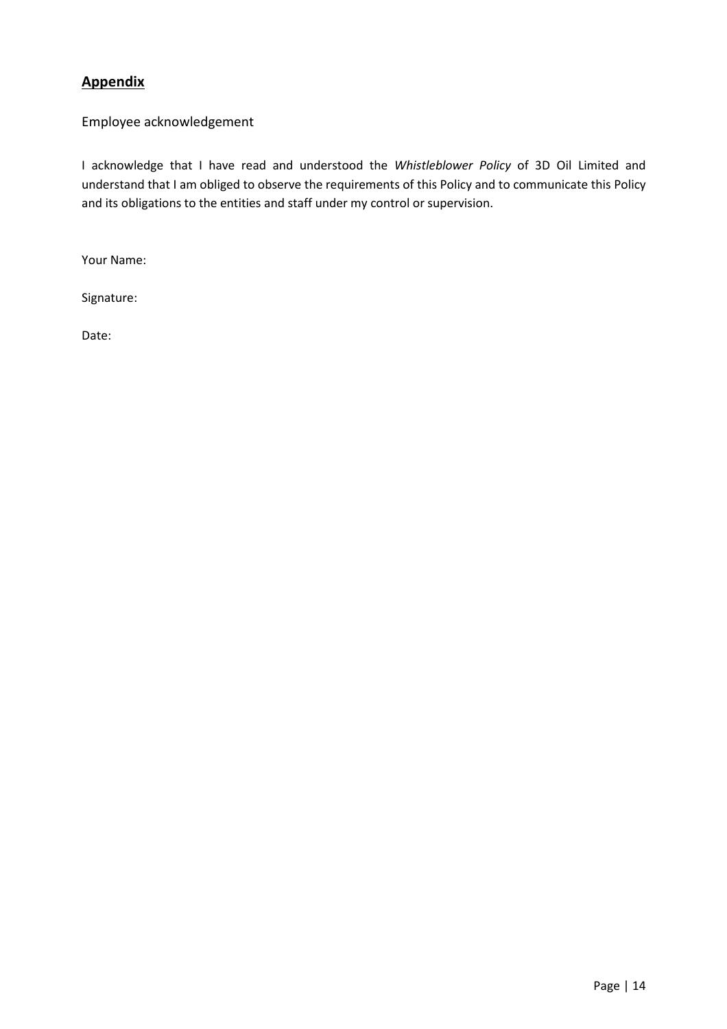## **Appendix**

Employee acknowledgement

I acknowledge that I have read and understood the *Whistleblower Policy* of 3D Oil Limited and understand that I am obliged to observe the requirements of this Policy and to communicate this Policy and its obligations to the entities and staff under my control or supervision.

Your Name:

Signature:

Date: